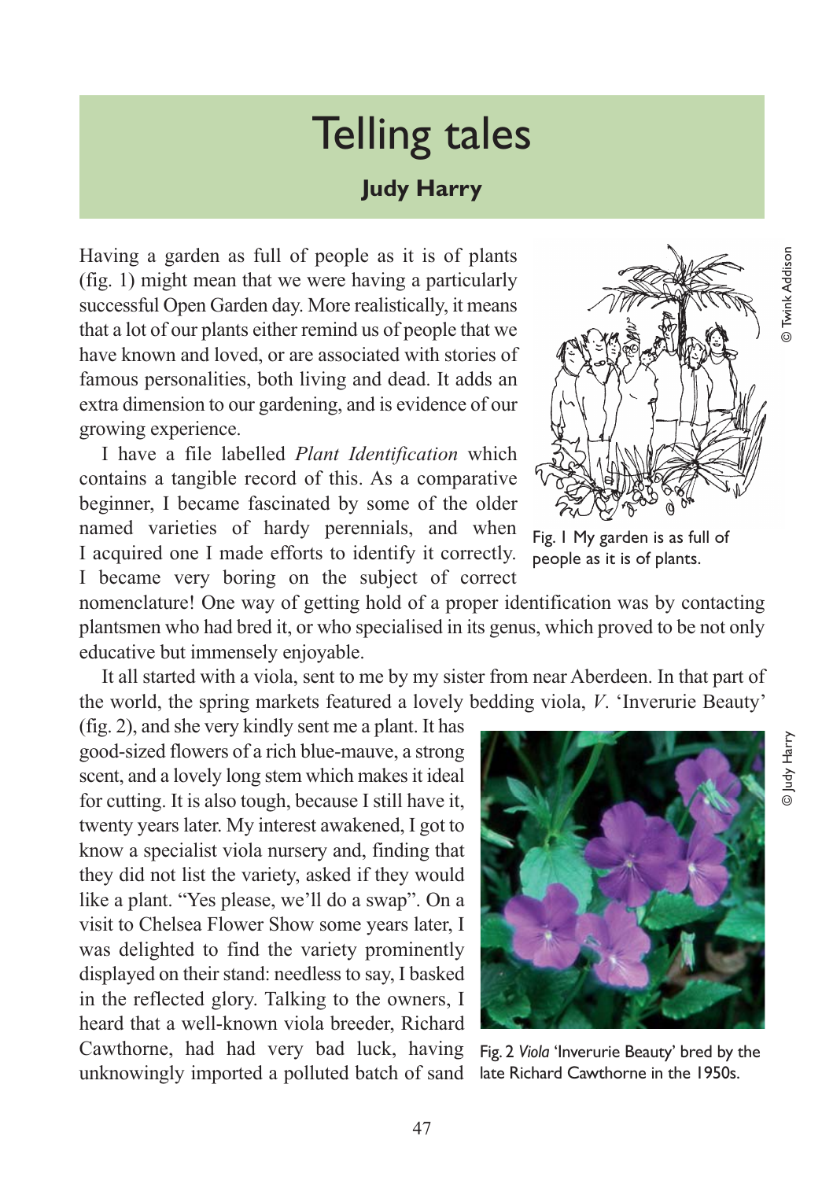# Telling tales

### Judy Harry

Having a garden as full of people as it is of plants (fig. 1) might mean that we were having a particularly successful Open Garden day. More realistically, it means that a lot of our plants either remind us of people that we have known and loved, or are associated with stories of famous personalities, both living and dead. It adds an extra dimension to our gardening, and is evidence of our growing experience.

I have a file labelled *Plant Identification* which contains a tangible record of this. As a comparative beginner, I became fascinated by some of the older named varieties of hardy perennials, and when I acquired one I made efforts to identify it correctly. I became very boring on the subject of correct nomenclature! One way of getting hold of a proper identification was by contacting plantsmen who had bred it, or who specialised in its genus, which proved to be not only educative but immensely enjoyable.

© Twink Addison

Fig. 1 My garden is as full of people as it is of plants.

It all started with a viola, sent to me by my sister from near Aberdeen. In that part of the world, the spring markets featured a lovely bedding viola, *V.* 'Inverurie Beauty' (fig. 2), and she very kindly sent me a plant. It has good-sized flowers of a rich blue-mauve, a strong scent, and a lovely long stem which makes it ideal for cutting. It is also tough, because I still have it, twenty years later. My interest awakened, I got to know a specialist viola nursery and, finding that they did not list the variety, asked if they would like a plant. "Yes please, we'll do a swap". On a visit to Chelsea Flower Show some years later, I was delighted to find the variety prominently displayed on their stand: needless to say, I basked in the reflected glory. Talking to the owners, I heard that a well-known viola breeder, Richard Cawthorne, had had very bad luck, having unknowingly imported a polluted batch of sand

© Judy Harry

Fig. 2 *Viola* 'Inverurie Beauty' bred by the late Richard Cawthorne in the 1950s.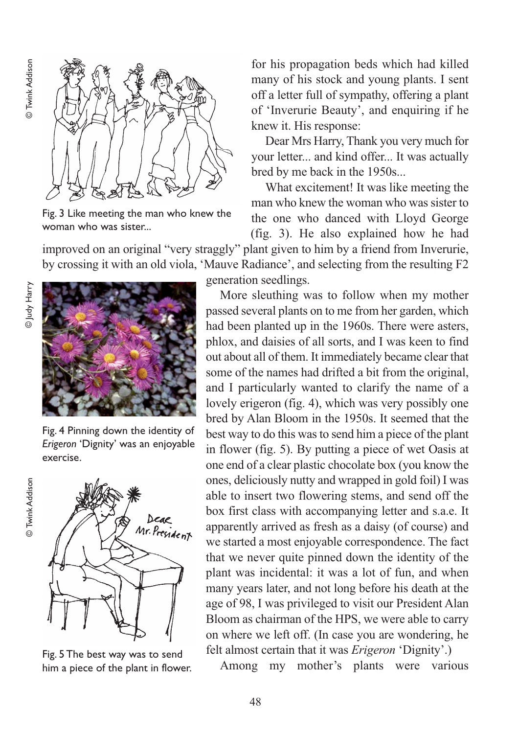for his propagation beds which had killed many of his stock and young plants. I sent off a letter full of sympathy, offering a plant of 'Inverurie Beauty', and enquiring if he knew it. His response:

Dear Mrs Harry, Thank you very much for your letter... and kind offer... It was actually bred by me back in the 1950s...

What excitement! It was like meeting the man who knew the woman who was sister to the one who danced with Lloyd George (fig. 3). He also explained how he had improved on an original "very straggly" plant given to him by a friend from Inverurie, by crossing it with an old viola, 'Mauve Radiance', and selecting from the resulting F2 generation seedlings.

Fig. 3 Like meeting the man who knew the woman who was sister...

© Twink Addison

More sleuthing was to follow when my mother passed several plants on to me from her garden, which had been planted up in the 1960s. There were asters, phlox, and daisies of all sorts, and I was keen to find out about all of them. It immediately became clear that some of the names had drifted a bit from the original, and I particularly wanted to clarify the name of a lovely erigeron (fig. 4), which was very possibly one bred by Alan Bloom in the 1950s. It seemed that the best way to do this was to send him a piece of the plant in flower (fig. 5). By putting a piece of wet Oasis at one end of a clear plastic chocolate box (you know the ones, deliciously nutty and wrapped in gold foil) I was able to insert two flowering stems, and send off the box first class with accompanying letter and s.a.e. It apparently arrived as fresh as a daisy (of course) and we started a most enjoyable correspondence. The fact that we never quite pinned down the identity of the plant was incidental: it was a lot of fun, and when many years later, and not long before his death at the age of 98, I was privileged to visit our President Alan Bloom as chairman of the HPS, we were able to carry on where we left off. (In case you are wondering, he felt almost certain that it was *Erigeron* 'Dignity'.)

Fig. 4 Pinning down the identity of *Erigeron* 'Dignity' was an enjoyable exercise.

© Judy Harry

Fig. 5 The best way was to send him a piece of the plant in flower.

© Twink Addison

Among my mother's plants were various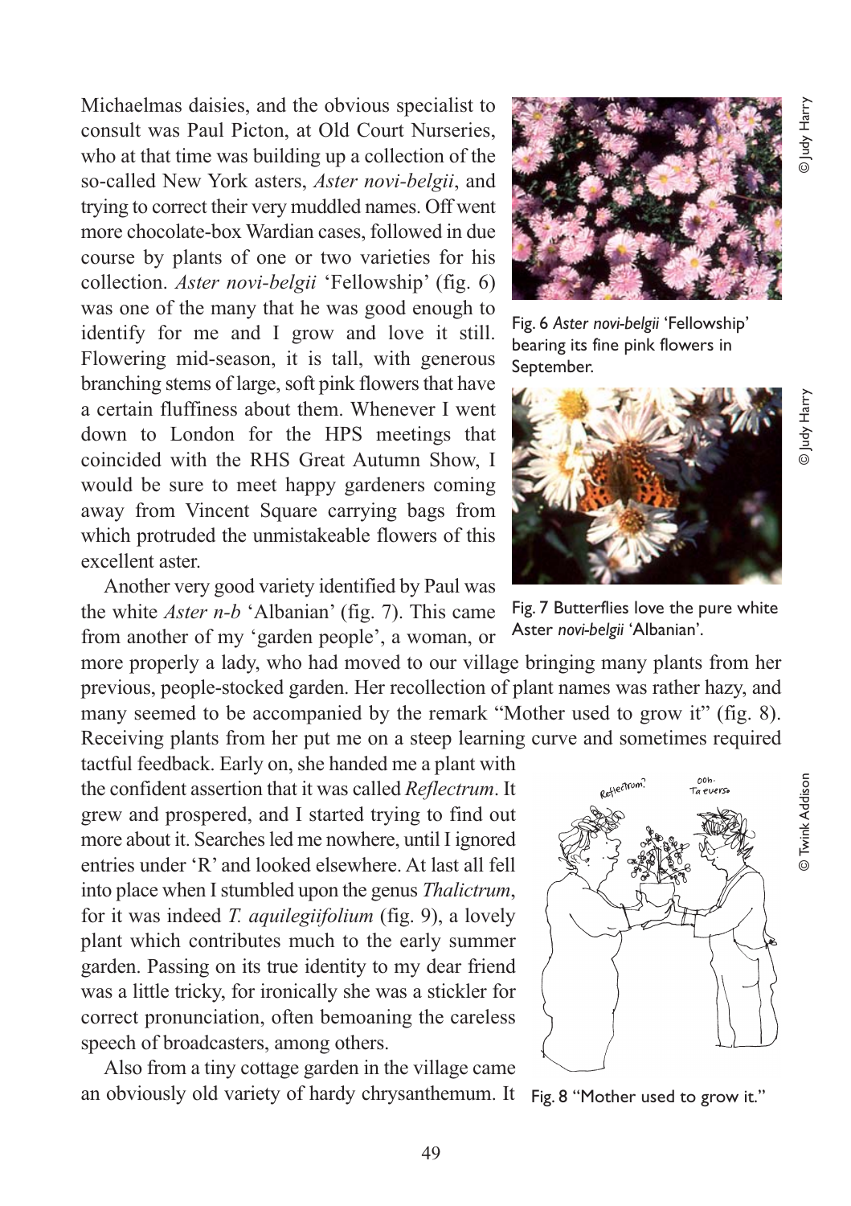Michaelmas daisies, and the obvious specialist to consult was Paul Picton, at Old Court Nurseries, who at that time was building up a collection of the so-called New York asters, *Aster novi-belgii*, and trying to correct their very muddled names. Off went more chocolate-box Wardian cases, followed in due course by plants of one or two varieties for his collection. *Aster novi-belgii* 'Fellowship' (fig. 6) was one of the many that he was good enough to identify for me and I grow and love it still. Flowering mid-season, it is tall, with generous branching stems of large, soft pink flowers that have a certain fluffiness about them. Whenever I went down to London for the HPS meetings that coincided with the RHS Great Autumn Show, I would be sure to meet happy gardeners coming away from Vincent Square carrying bags from which protruded the unmistakeable flowers of this excellent aster.

Fig. 6 *Aster novi-belgii* 'Fellowship' bearing its fine pink flowers in September.

© Judy Harry

Another very good variety identified by Paul was the white *Aster n-b* 'Albanian' (fig. 7). This came from another of my 'garden people', a woman, or more properly a lady, who had moved to our village bringing many plants from her previous, people-stocked garden. Her recollection of plant names was rather hazy, and many seemed to be accompanied by the remark "Mother used to grow it" (fig. 8). Receiving plants from her put me on a steep learning curve and sometimes required tactful feedback. Early on, she handed me a plant with the confident assertion that it was called *Reflectrum*. It grew and prospered, and I started trying to find out more about it. Searches led me nowhere, until I ignored entries under 'R' and looked elsewhere. At last all fell into place when I stumbled upon the genus *Thalictrum*, for it was indeed *T. aquilegiifolium* (fig. 9), a lovely plant which contributes much to the early summer garden. Passing on its true identity to my dear friend was a little tricky, for ironically she was a stickler for correct pronunciation, often bemoaning the careless speech of broadcasters, among others.

Fig. 7 Butterflies love the pure white Aster *novi-belgii* 'Albanian'.

© Judy Harry

Fig. 8 "Mother used to grow it."

© Twink Addison

Also from a tiny cottage garden in the village came an obviously old variety of hardy chrysanthemum. It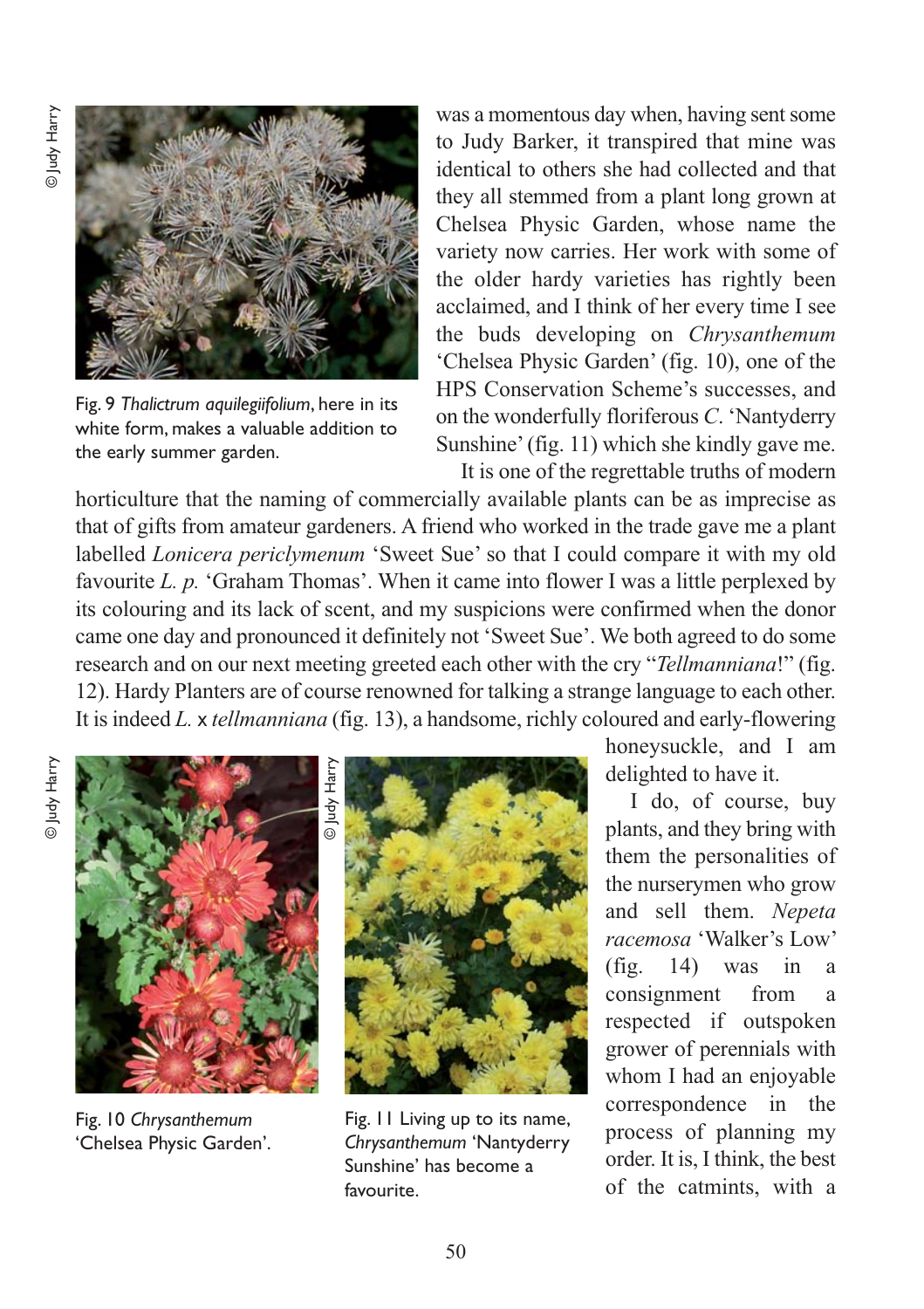Fig. 9 *Thalictrum aquilegiifolium*, here in its white form, makes a valuable addition to the early summer garden.

was a momentous day when, having sent some to Judy Barker, it transpired that mine was identical to others she had collected and that they all stemmed from a plant long grown at Chelsea Physic Garden, whose name the variety now carries. Her work with some of the older hardy varieties has rightly been acclaimed, and I think of her every time I see the buds developing on *Chrysanthemum* 'Chelsea Physic Garden' (fig. 10), one of the HPS Conservation Scheme's successes, and on the wonderfully floriferous *C.* 'Nantyderry Sunshine' (fig. 11) which she kindly gave me.

It is one of the regrettable truths of modern horticulture that the naming of commercially available plants can be as imprecise as that of gifts from amateur gardeners. A friend who worked in the trade gave me a plant labelled *Lonicera periclymenum* 'Sweet Sue' so that I could compare it with my old favourite *L. p.* 'Graham Thomas'. When it came into flower I was a little perplexed by its colouring and its lack of scent, and my suspicions were confirmed when the donor came one day and pronounced it definitely not 'Sweet Sue'. We both agreed to do some research and on our next meeting greeted each other with the cry "*Tellmanniana*!" (fig. 12). Hardy Planters are of course renowned for talking a strange language to each other. It is indeed *L.* x *tellmanniana* (fig. 13), a handsome, richly coloured and early-flowering honeysuckle, and I am delighted to have it.

I do, of course, buy plants, and they bring with them the personalities of the nurserymen who grow and sell them. *Nepeta racemosa* 'Walker's Low' (fig. 14) was in a consignment from a respected if outspoken grower of perennials with whom I had an enjoyable correspondence in the process of planning my order. It is, I think, the best of the catmints, with a

Fig. 10 *Chrysanthemum* 'Chelsea Physic Garden'.

Fig. 11 Living up to its name, *Chrysanthemum* 'Nantyderry Sunshine' has become a favourite.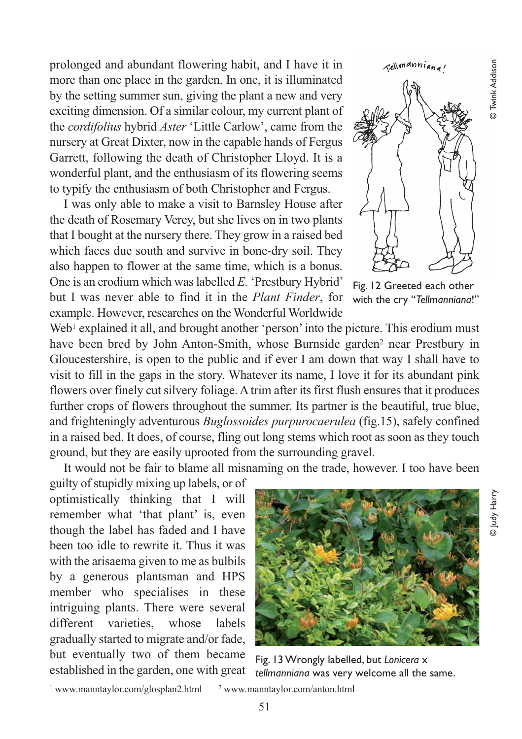prolonged and abundant flowering habit, and I have it in more than one place in the garden. In one, it is illuminated by the setting summer sun, giving the plant a new and very exciting dimension. Of a similar colour, my current plant of the *cordifolius* hybrid *Aster* 'Little Carlow', came from the nursery at Great Dixter, now in the capable hands of Fergus Garrett, following the death of Christopher Lloyd. It is a wonderful plant, and the enthusiasm of its flowering seems to typify the enthusiasm of both Christopher and Fergus.

I was only able to make a visit to Barnsley House after the death of Rosemary Verey, but she lives on in two plants that I bought at the nursery there. They grow in a raised bed which faces due south and survive in bone-dry soil. They also happen to flower at the same time, which is a bonus. One is an erodium which was labelled *E.* 'Prestbury Hybrid' but I was never able to find it in the *Plant Finder*, for example. However, researches on the Wonderful Worldwide Web[1] explained it all, and brought another 'person' into the picture. This erodium must have been bred by John Anton-Smith, whose Burnside garden[2] near Prestbury in Gloucestershire, is open to the public and if ever I am down that way I shall have to visit to fill in the gaps in the story. Whatever its name, I love it for its abundant pink flowers over finely cut silvery foliage. A trim after its first flush ensures that it produces further crops of flowers throughout the summer. Its partner is the beautiful, true blue, and frighteningly adventurous *Buglossoides purpurocaerulea* (fig.15), safely confined in a raised bed. It does, of course, fling out long stems which root as soon as they touch ground, but they are easily uprooted from the surrounding gravel.

Fig. 12 Greeted each other with the cry "*Tellmanniana*!"

© Twink Addison

It would not be fair to blame all misnaming on the trade, however. I too have been guilty of stupidly mixing up labels, or of optimistically thinking that I will remember what 'that plant' is, even though the label has faded and I have been too idle to rewrite it. Thus it was with the arisaema given to me as bulbils by a generous plantsman and HPS member who specialises in these intriguing plants. There were several different varieties, whose labels gradually started to migrate and/or fade, but eventually two of them became established in the garden, one with great

Fig. 13 Wrongly labelled, but *Lonicera* x *tellmanniana* was very welcome all the same.

© Judy Harry

[1] www.manntaylor.com/glosplan2.html [2] www.manntaylor.com/anton.html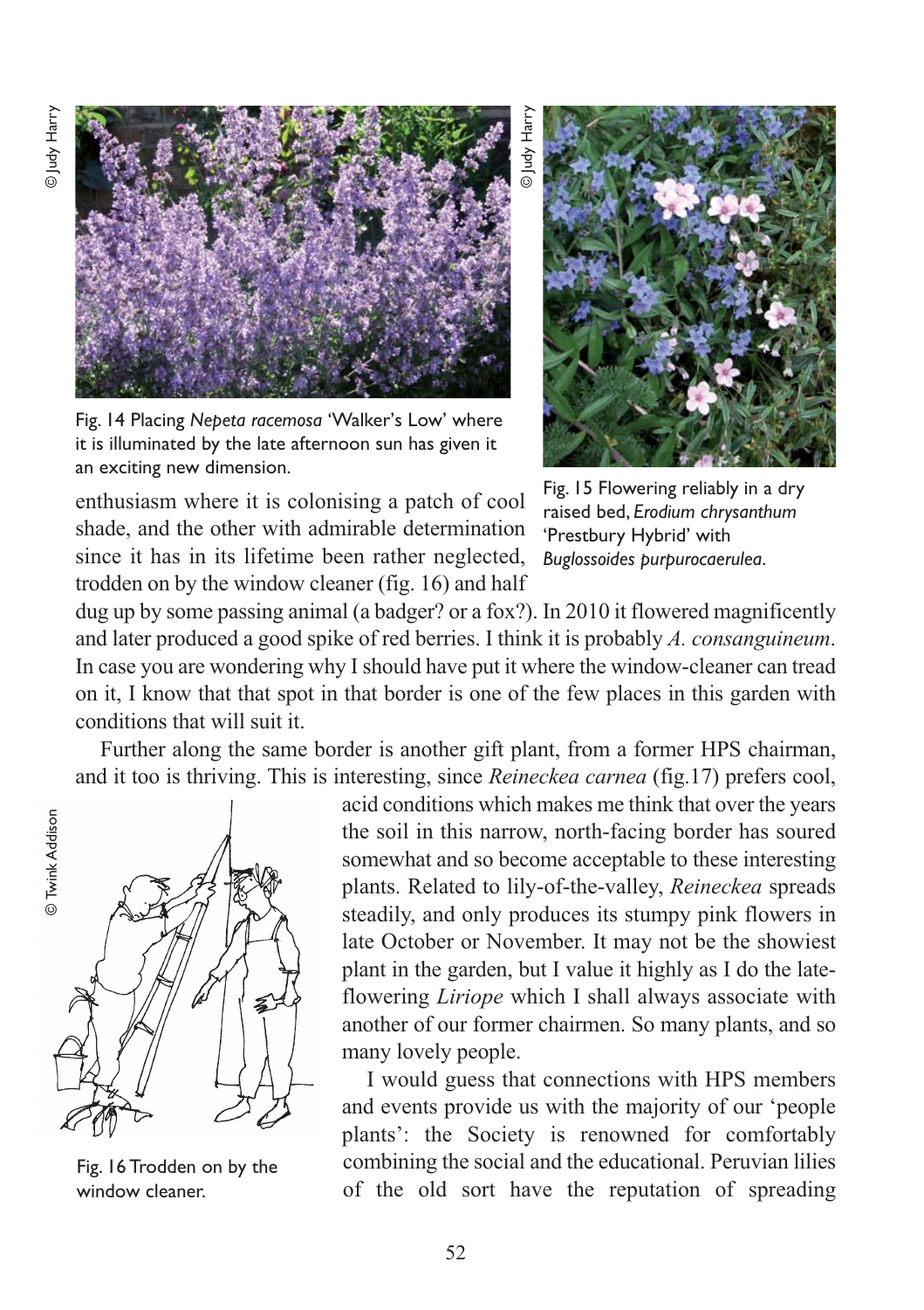Fig. 14 Placing *Nepeta racemosa* 'Walker's Low' where it is illuminated by the late afternoon sun has given it an exciting new dimension.

Fig. 15 Flowering reliably in a dry raised bed, *Erodium chrysanthum* 'Prestbury Hybrid' with *Buglossoides purpurocaerulea*.

enthusiasm where it is colonising a patch of cool shade, and the other with admirable determination since it has in its lifetime been rather neglected, trodden on by the window cleaner (fig. 16) and half dug up by some passing animal (a badger? or a fox?). In 2010 it flowered magnificently and later produced a good spike of red berries. I think it is probably *A. consanguineum*. In case you are wondering why I should have put it where the window-cleaner can tread on it, I know that that spot in that border is one of the few places in this garden with conditions that will suit it.

Further along the same border is another gift plant, from a former HPS chairman, and it too is thriving. This is interesting, since *Reineckea carnea* (fig.17) prefers cool, acid conditions which makes me think that over the years the soil in this narrow, north-facing border has soured somewhat and so become acceptable to these interesting plants. Related to lily-of-the-valley, *Reineckea* spreads steadily, and only produces its stumpy pink flowers in late October or November. It may not be the showiest plant in the garden, but I value it highly as I do the late-flowering *Liriope* which I shall always associate with another of our former chairmen. So many plants, and so many lovely people.

Fig. 16 Trodden on by the window cleaner.

I would guess that connections with HPS members and events provide us with the majority of our 'people plants': the Society is renowned for comfortably combining the social and the educational. Peruvian lilies of the old sort have the reputation of spreading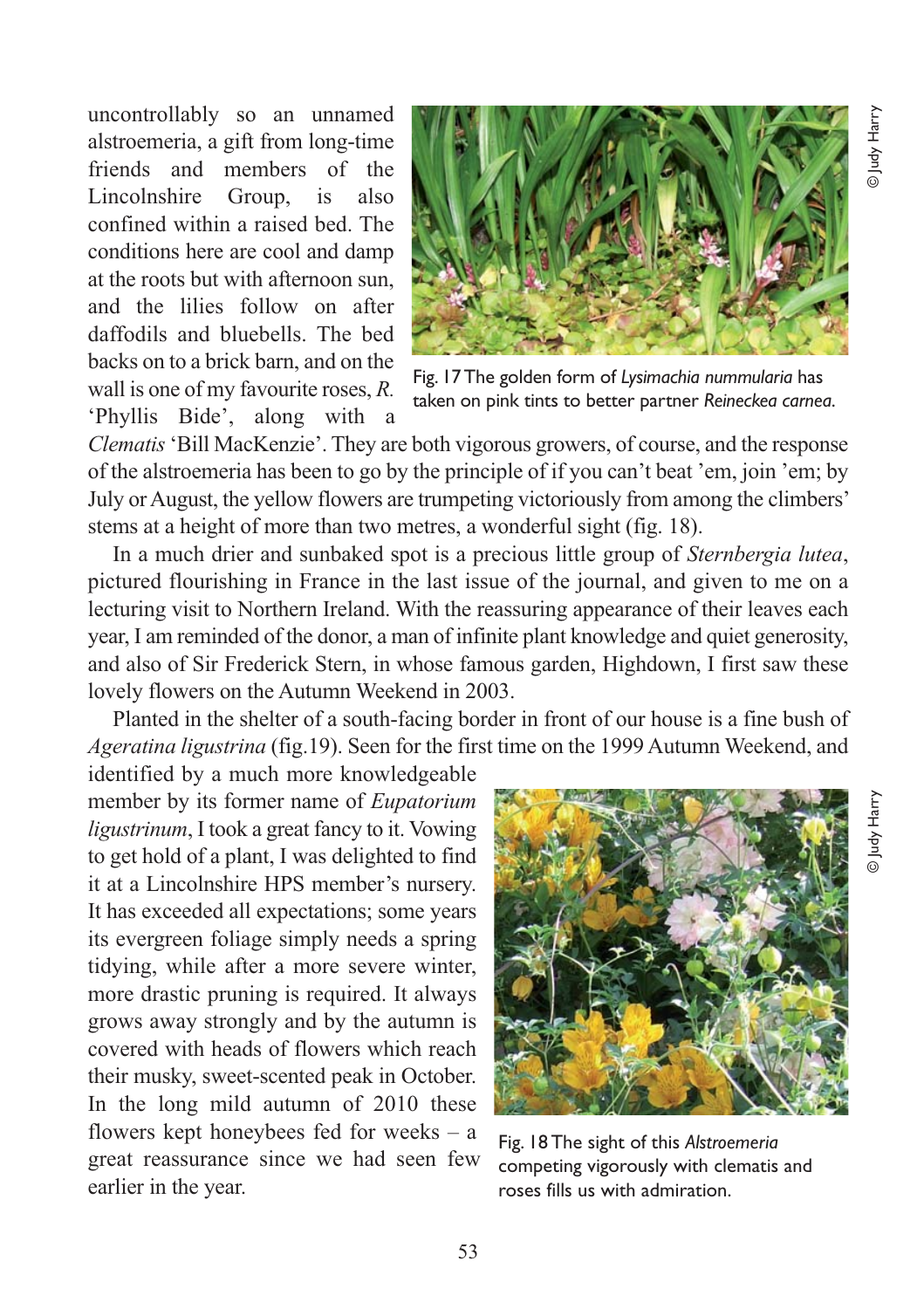uncontrollably so an unnamed alstroemeria, a gift from long-time friends and members of the Lincolnshire Group, is also confined within a raised bed. The conditions here are cool and damp at the roots but with afternoon sun, and the lilies follow on after daffodils and bluebells. The bed backs on to a brick barn, and on the wall is one of my favourite roses, *R.* 'Phyllis Bide', along with a *Clematis* 'Bill MacKenzie'. They are both vigorous growers, of course, and the response of the alstroemeria has been to go by the principle of if you can't beat 'em, join 'em; by July or August, the yellow flowers are trumpeting victoriously from among the climbers' stems at a height of more than two metres, a wonderful sight (fig. 18).

Fig. 17 The golden form of *Lysimachia nummularia* has taken on pink tints to better partner *Reineckea carnea*.

© Judy Harry

In a much drier and sunbaked spot is a precious little group of *Sternbergia lutea*, pictured flourishing in France in the last issue of the journal, and given to me on a lecturing visit to Northern Ireland. With the reassuring appearance of their leaves each year, I am reminded of the donor, a man of infinite plant knowledge and quiet generosity, and also of Sir Frederick Stern, in whose famous garden, Highdown, I first saw these lovely flowers on the Autumn Weekend in 2003.

Planted in the shelter of a south-facing border in front of our house is a fine bush of *Ageratina ligustrina* (fig.19). Seen for the first time on the 1999 Autumn Weekend, and identified by a much more knowledgeable member by its former name of *Eupatorium ligustrinum*, I took a great fancy to it. Vowing to get hold of a plant, I was delighted to find it at a Lincolnshire HPS member's nursery. It has exceeded all expectations; some years its evergreen foliage simply needs a spring tidying, while after a more severe winter, more drastic pruning is required. It always grows away strongly and by the autumn is covered with heads of flowers which reach their musky, sweet-scented peak in October. In the long mild autumn of 2010 these flowers kept honeybees fed for weeks – a great reassurance since we had seen few earlier in the year.

Fig. 18 The sight of this *Alstroemeria* competing vigorously with clematis and roses fills us with admiration.

© Judy Harry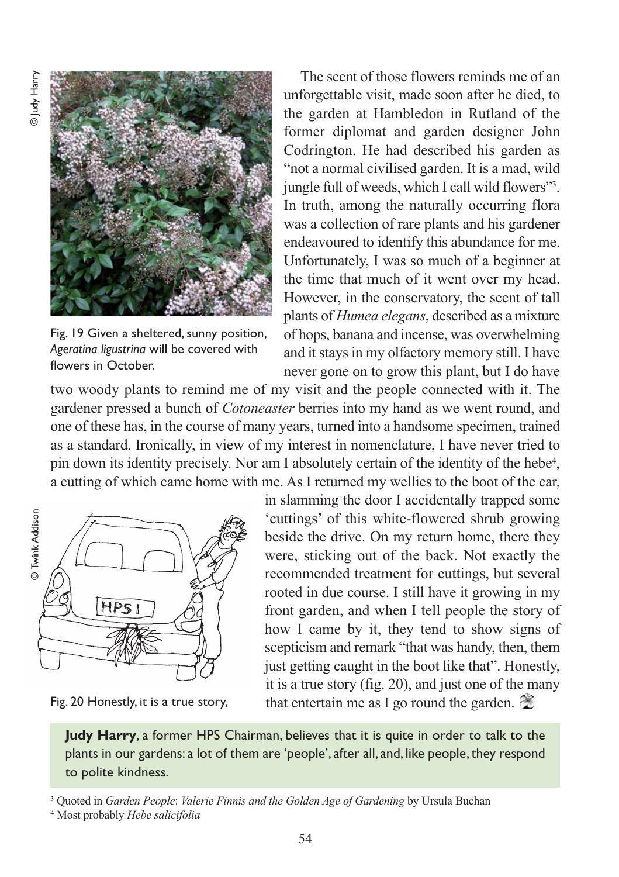The scent of those flowers reminds me of an unforgettable visit, made soon after he died, to the garden at Hambledon in Rutland of the former diplomat and garden designer John Codrington. He had described his garden as "not a normal civilised garden. It is a mad, wild jungle full of weeds, which I call wild flowers"[3]. In truth, among the naturally occurring flora was a collection of rare plants and his gardener endeavoured to identify this abundance for me. Unfortunately, I was so much of a beginner at the time that much of it went over my head. However, in the conservatory, the scent of tall plants of *Humea elegans*, described as a mixture of hops, banana and incense, was overwhelming and it stays in my olfactory memory still. I have never gone on to grow this plant, but I do have two woody plants to remind me of my visit and the people connected with it. The gardener pressed a bunch of *Cotoneaster* berries into my hand as we went round, and one of these has, in the course of many years, turned into a handsome specimen, trained as a standard. Ironically, in view of my interest in nomenclature, I have never tried to pin down its identity precisely. Nor am I absolutely certain of the identity of the hebe[4], a cutting of which came home with me. As I returned my wellies to the boot of the car, in slamming the door I accidentally trapped some 'cuttings' of this white-flowered shrub growing beside the drive. On my return home, there they were, sticking out of the back. Not exactly the recommended treatment for cuttings, but several rooted in due course. I still have it growing in my front garden, and when I tell people the story of how I came by it, they tend to show signs of scepticism and remark "that was handy, then, them just getting caught in the boot like that". Honestly, it is a true story (fig. 20), and just one of the many that entertain me as I go round the garden.

© Judy Harry

Fig. 19 Given a sheltered, sunny position, *Ageratina ligustrina* will be covered with flowers in October.

© Twink Addison

Fig. 20 Honestly, it is a true story,

**Judy Harry**, a former HPS Chairman, believes that it is quite in order to talk to the plants in our gardens: a lot of them are 'people', after all, and, like people, they respond to polite kindness.

[3] Quoted in *Garden People*: *Valerie Finnis and the Golden Age of Gardening* by Ursula Buchan

[4] Most probably *Hebe salicifolia*